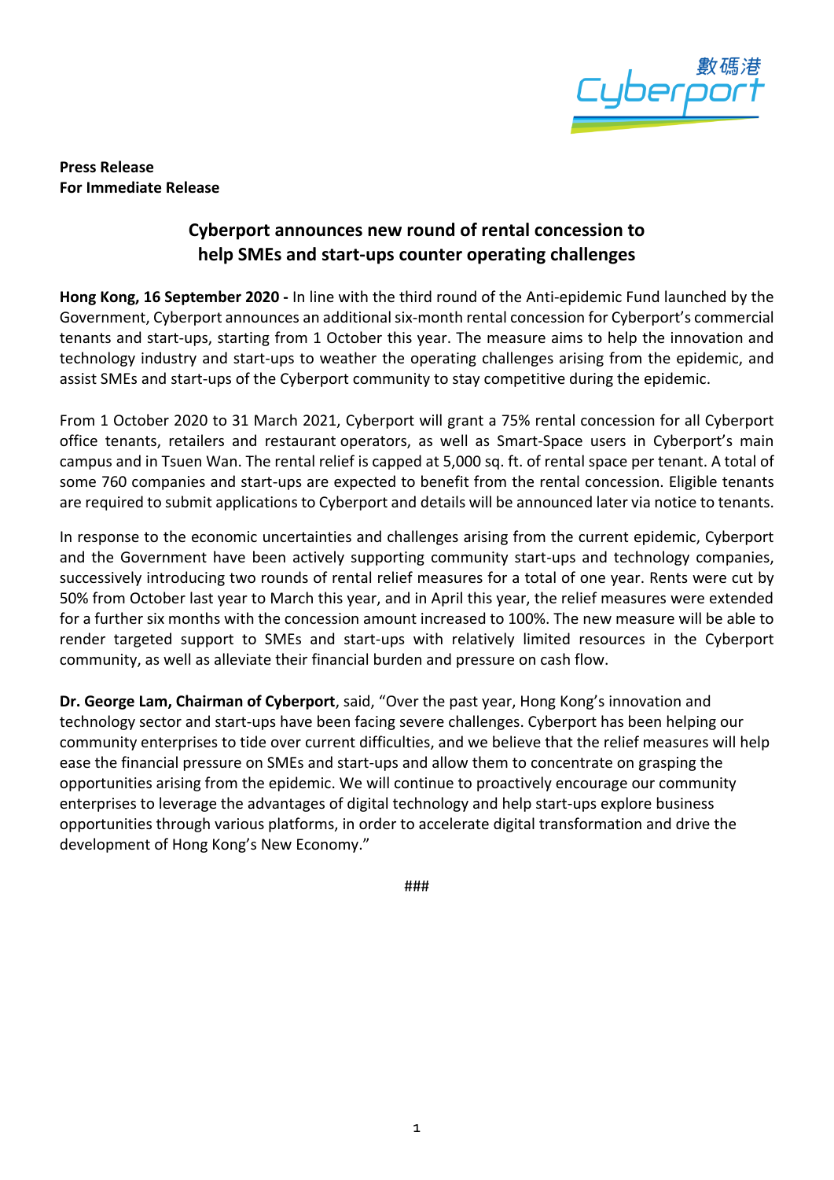**Press Release**
**For Immediate Release**

# Cyberport announces new round of rental concession to help SMEs and start-ups counter operating challenges

**Hong Kong, 16 September 2020 -** In line with the third round of the Anti-epidemic Fund launched by the Government, Cyberport announces an additional six-month rental concession for Cyberport's commercial tenants and start-ups, starting from 1 October this year. The measure aims to help the innovation and technology industry and start-ups to weather the operating challenges arising from the epidemic, and assist SMEs and start-ups of the Cyberport community to stay competitive during the epidemic.

From 1 October 2020 to 31 March 2021, Cyberport will grant a 75% rental concession for all Cyberport office tenants, retailers and restaurant operators, as well as Smart-Space users in Cyberport's main campus and in Tsuen Wan. The rental relief is capped at 5,000 sq. ft. of rental space per tenant. A total of some 760 companies and start-ups are expected to benefit from the rental concession. Eligible tenants are required to submit applications to Cyberport and details will be announced later via notice to tenants.

In response to the economic uncertainties and challenges arising from the current epidemic, Cyberport and the Government have been actively supporting community start-ups and technology companies, successively introducing two rounds of rental relief measures for a total of one year. Rents were cut by 50% from October last year to March this year, and in April this year, the relief measures were extended for a further six months with the concession amount increased to 100%. The new measure will be able to render targeted support to SMEs and start-ups with relatively limited resources in the Cyberport community, as well as alleviate their financial burden and pressure on cash flow.

**Dr. George Lam, Chairman of Cyberport**, said, "Over the past year, Hong Kong's innovation and technology sector and start-ups have been facing severe challenges. Cyberport has been helping our community enterprises to tide over current difficulties, and we believe that the relief measures will help ease the financial pressure on SMEs and start-ups and allow them to concentrate on grasping the opportunities arising from the epidemic. We will continue to proactively encourage our community enterprises to leverage the advantages of digital technology and help start-ups explore business opportunities through various platforms, in order to accelerate digital transformation and drive the development of Hong Kong's New Economy."

###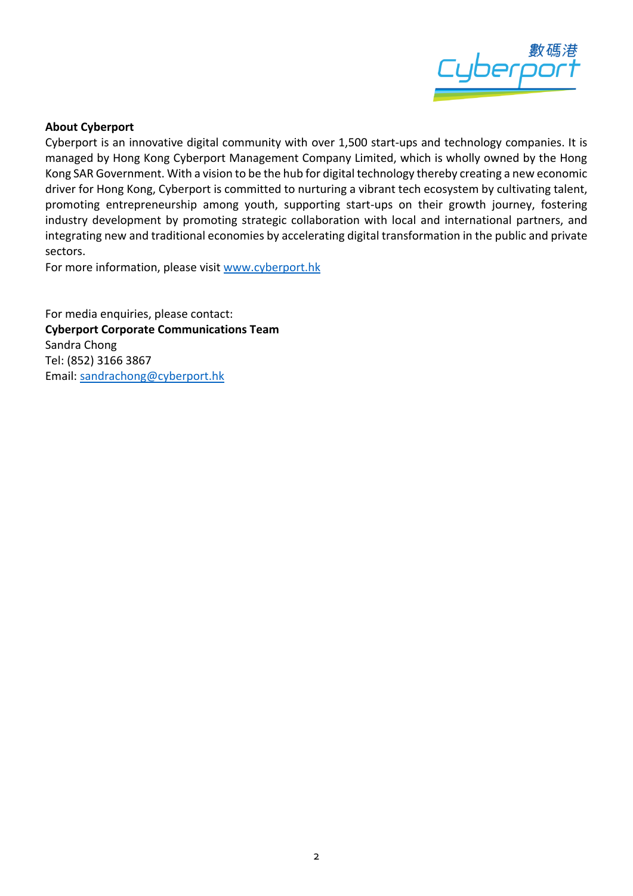**About Cyberport**

Cyberport is an innovative digital community with over 1,500 start-ups and technology companies. It is managed by Hong Kong Cyberport Management Company Limited, which is wholly owned by the Hong Kong SAR Government. With a vision to be the hub for digital technology thereby creating a new economic driver for Hong Kong, Cyberport is committed to nurturing a vibrant tech ecosystem by cultivating talent, promoting entrepreneurship among youth, supporting start-ups on their growth journey, fostering industry development by promoting strategic collaboration with local and international partners, and integrating new and traditional economies by accelerating digital transformation in the public and private sectors.

For more information, please visit www.cyberport.hk

For media enquiries, please contact:

**Cyberport Corporate Communications Team**

Sandra Chong

Tel: (852) 3166 3867

Email: sandrachong@cyberport.hk